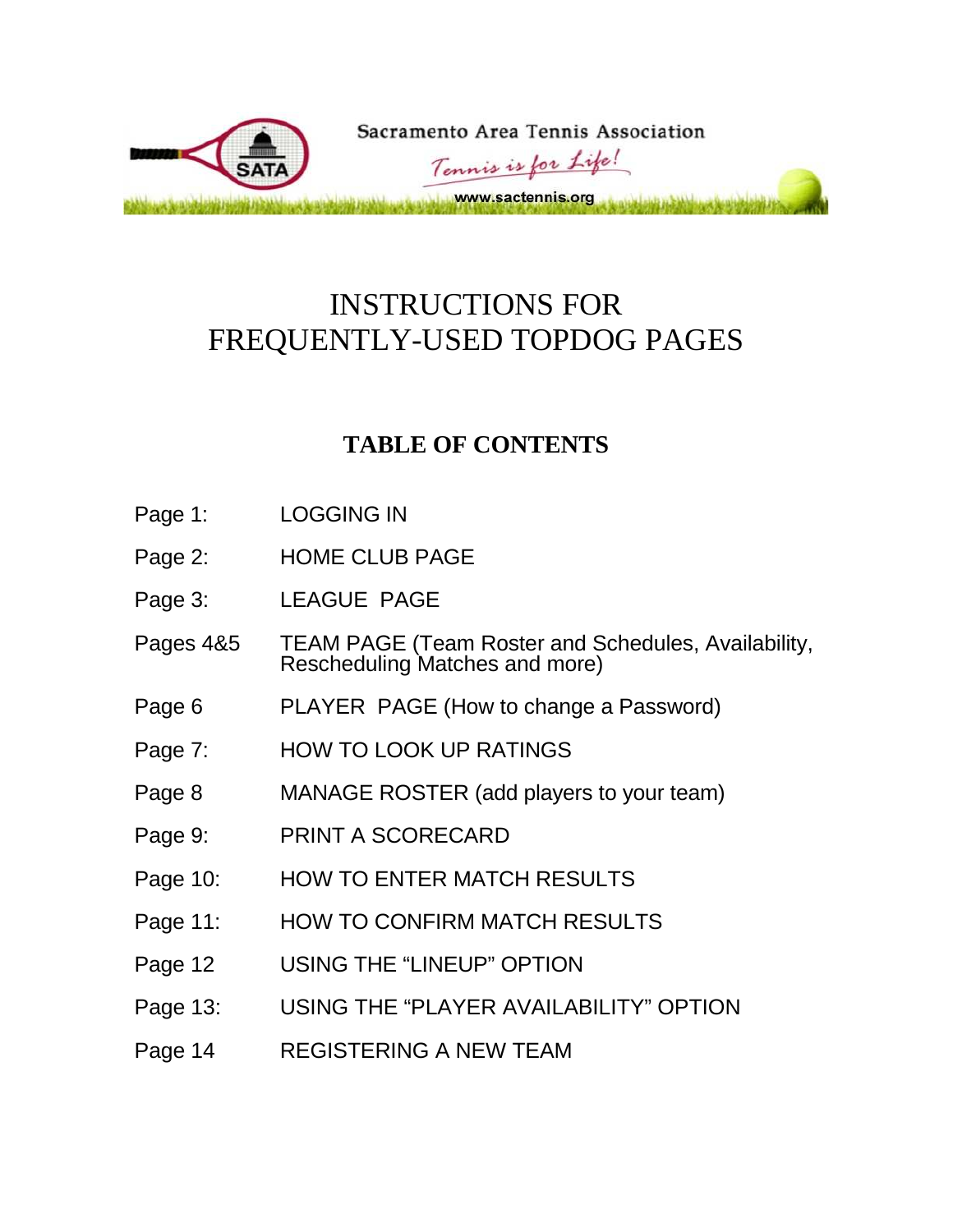Sacramento Area Tennis Association

*Tennis is for Life!*

www.sactennis.org

# INSTRUCTIONS FOR FREQUENTLY-USED TOPDOG PAGES

## TABLE OF CONTENTS

| | |
|---|---|
| Page 1: | LOGGING IN |
| Page 2: | HOME CLUB PAGE |
| Page 3: | LEAGUE PAGE |
| Pages 4&5 | TEAM PAGE (Team Roster and Schedules, Availability, Rescheduling Matches and more) |
| Page 6 | PLAYER PAGE (How to change a Password) |
| Page 7: | HOW TO LOOK UP RATINGS |
| Page 8 | MANAGE ROSTER (add players to your team) |
| Page 9: | PRINT A SCORECARD |
| Page 10: | HOW TO ENTER MATCH RESULTS |
| Page 11: | HOW TO CONFIRM MATCH RESULTS |
| Page 12 | USING THE “LINEUP” OPTION |
| Page 13: | USING THE “PLAYER AVAILABILITY” OPTION |
| Page 14 | REGISTERING A NEW TEAM |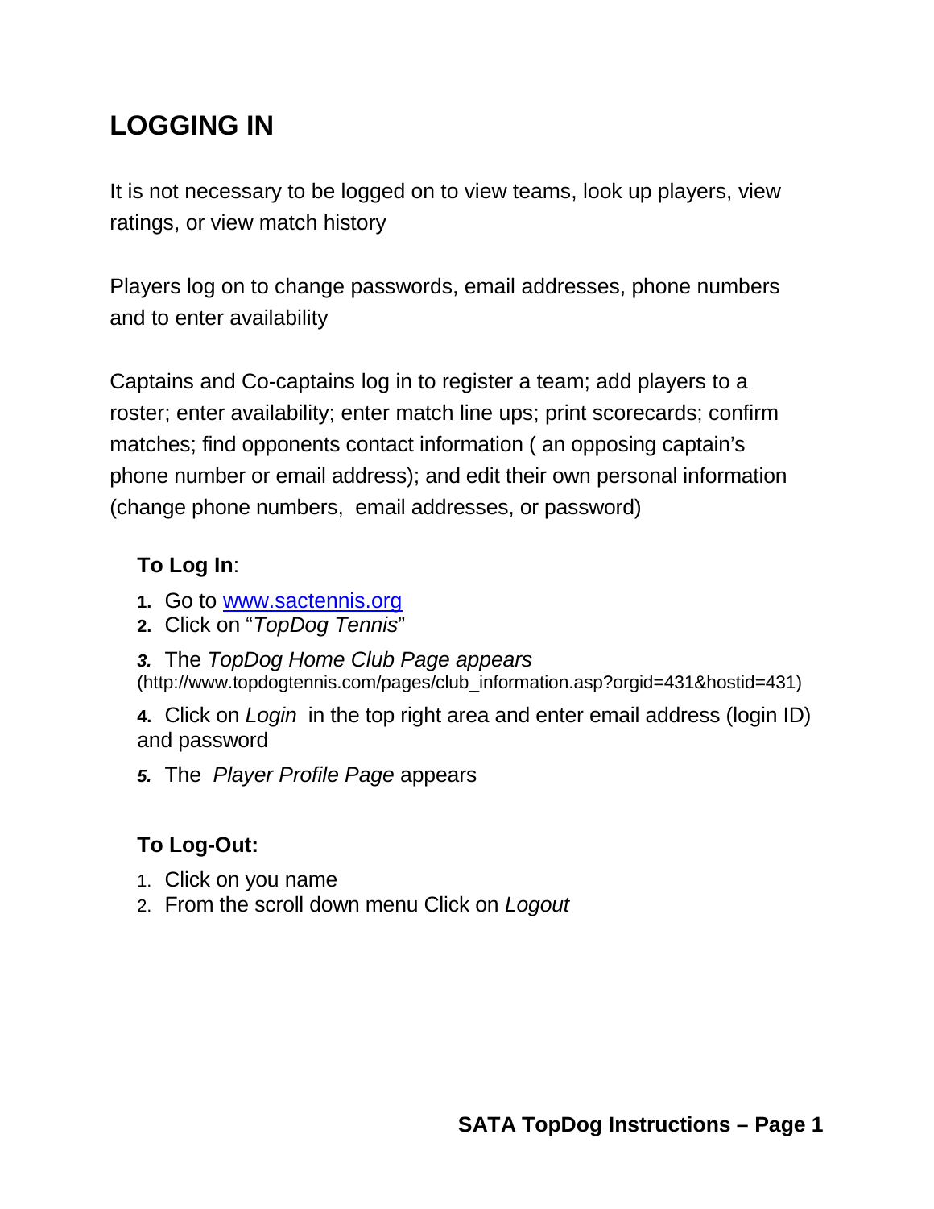# LOGGING IN

It is not necessary to be logged on to view teams, look up players, view ratings, or view match history

Players log on to change passwords, email addresses, phone numbers and to enter availability

Captains and Co-captains log in to register a team; add players to a roster; enter availability; enter match line ups; print scorecards; confirm matches; find opponents contact information ( an opposing captain's phone number or email address); and edit their own personal information (change phone numbers, email addresses, or password)

**To Log In**:

1. Go to [www.sactennis.org](http://www.sactennis.org)
2. Click on "*TopDog Tennis*"
3. The *TopDog Home Club Page appears* (http://www.topdogtennis.com/pages/club_information.asp?orgid=431&hostid=431)
4. Click on *Login* in the top right area and enter email address (login ID) and password
5. The *Player Profile Page* appears

**To Log-Out:**

1. Click on you name
2. From the scroll down menu Click on *Logout*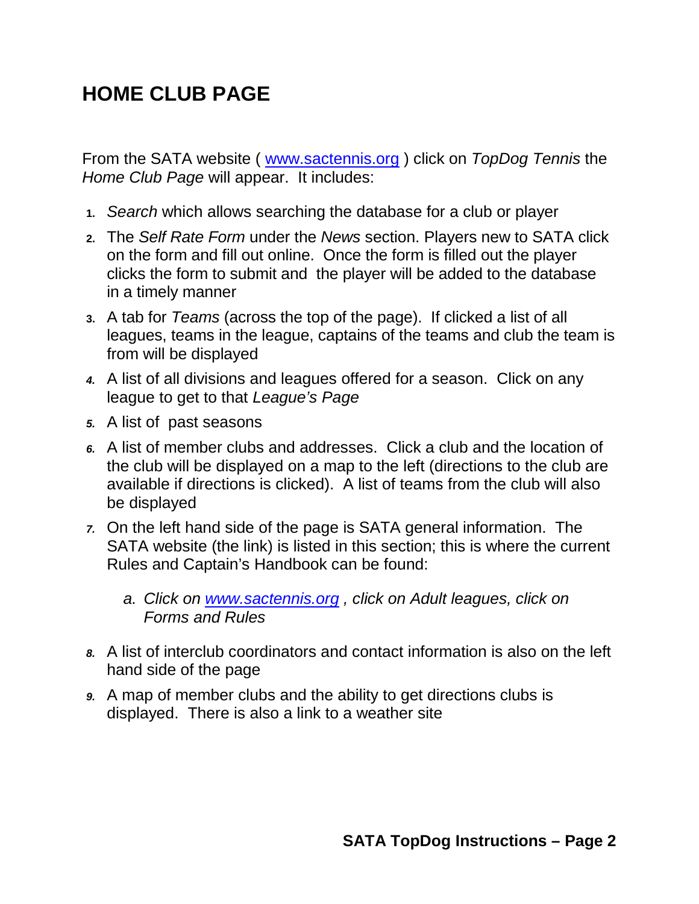# HOME CLUB PAGE

From the SATA website ( [www.sactennis.org](http://www.sactennis.org) ) click on *TopDog Tennis* the *Home Club Page* will appear. It includes:

1. *Search* which allows searching the database for a club or player
2. The *Self Rate Form* under the *News* section. Players new to SATA click on the form and fill out online. Once the form is filled out the player clicks the form to submit and the player will be added to the database in a timely manner
3. A tab for *Teams* (across the top of the page). If clicked a list of all leagues, teams in the league, captains of the teams and club the team is from will be displayed
4. A list of all divisions and leagues offered for a season. Click on any league to get to that *League's Page*
5. A list of past seasons
6. A list of member clubs and addresses. Click a club and the location of the club will be displayed on a map to the left (directions to the club are available if directions is clicked). A list of teams from the club will also be displayed
7. On the left hand side of the page is SATA general information. The SATA website (the link) is listed in this section; this is where the current Rules and Captain's Handbook can be found:
    a. *Click on [www.sactennis.org](http://www.sactennis.org) , click on Adult leagues, click on Forms and Rules*
8. A list of interclub coordinators and contact information is also on the left hand side of the page
9. A map of member clubs and the ability to get directions clubs is displayed. There is also a link to a weather site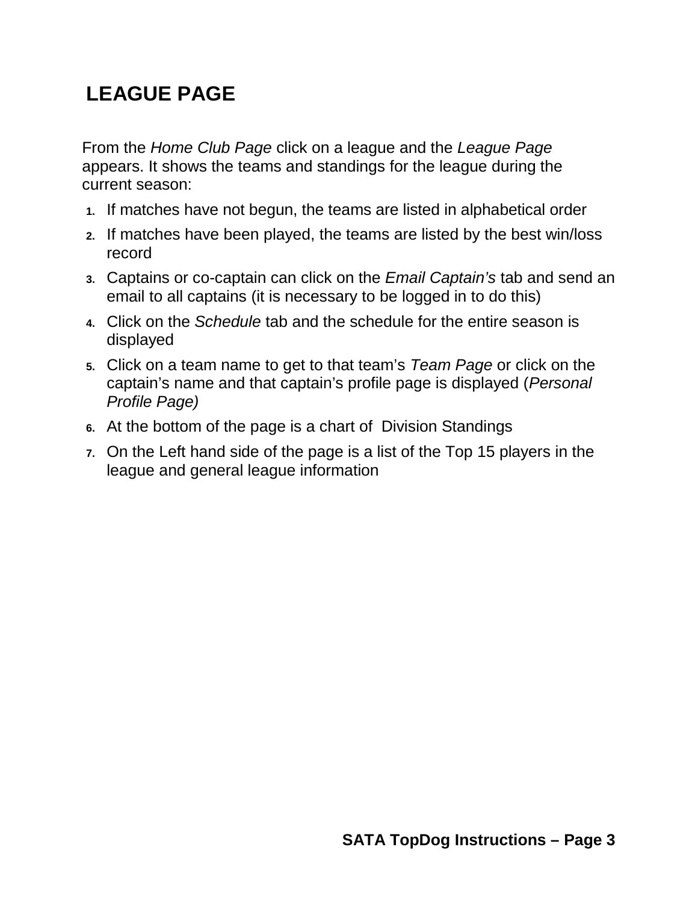# LEAGUE PAGE

From the *Home Club Page* click on a league and the *League Page* appears. It shows the teams and standings for the league during the current season:

1. If matches have not begun, the teams are listed in alphabetical order
2. If matches have been played, the teams are listed by the best win/loss record
3. Captains or co-captain can click on the *Email Captain's* tab and send an email to all captains (it is necessary to be logged in to do this)
4. Click on the *Schedule* tab and the schedule for the entire season is displayed
5. Click on a team name to get to that team's *Team Page* or click on the captain's name and that captain's profile page is displayed (*Personal Profile Page)*
6. At the bottom of the page is a chart of Division Standings
7. On the Left hand side of the page is a list of the Top 15 players in the league and general league information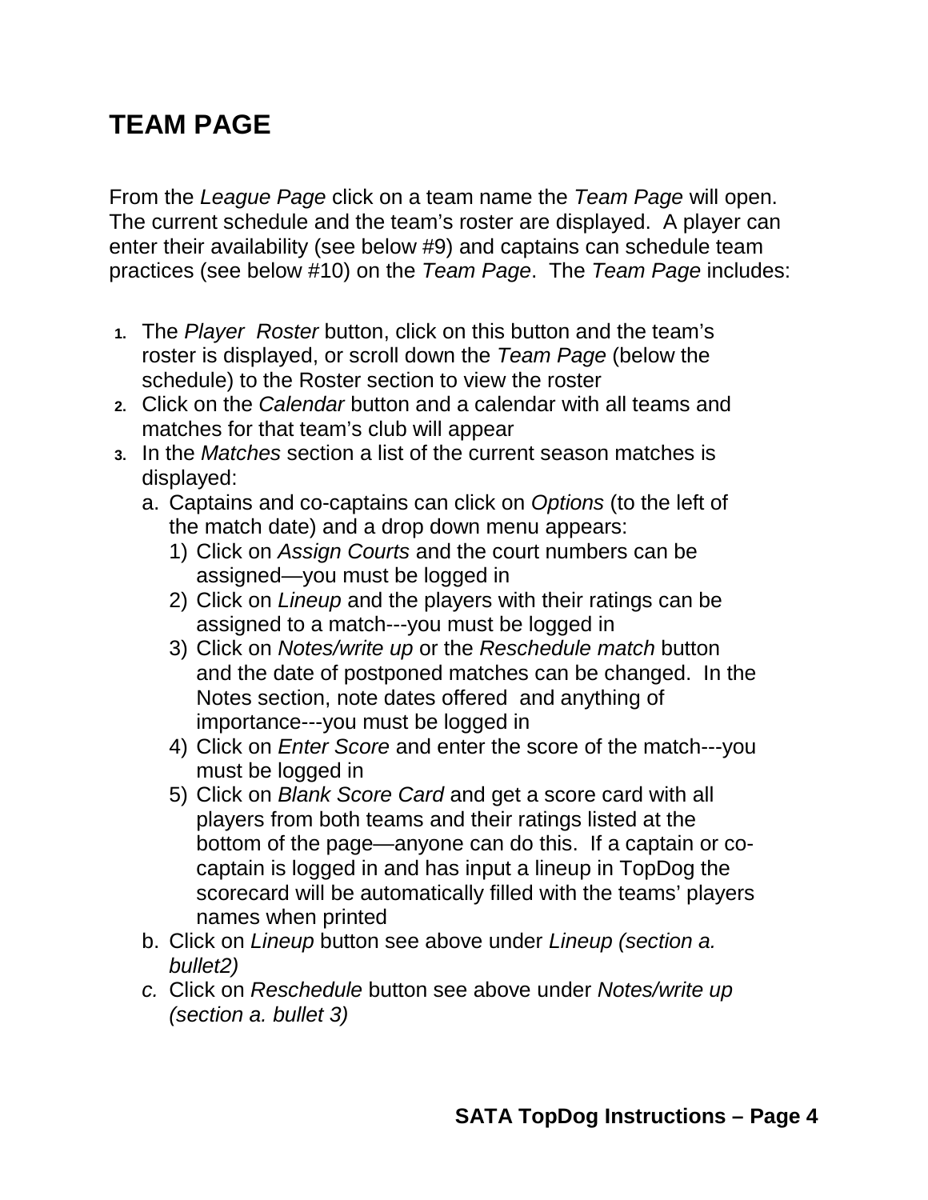# TEAM PAGE

From the *League Page* click on a team name the *Team Page* will open. The current schedule and the team's roster are displayed. A player can enter their availability (see below #9) and captains can schedule team practices (see below #10) on the *Team Page*. The *Team Page* includes:

1. The *Player Roster* button, click on this button and the team's roster is displayed, or scroll down the *Team Page* (below the schedule) to the Roster section to view the roster
2. Click on the *Calendar* button and a calendar with all teams and matches for that team's club will appear
3. In the *Matches* section a list of the current season matches is displayed:
   a. Captains and co-captains can click on *Options* (to the left of the match date) and a drop down menu appears:
      1) Click on *Assign Courts* and the court numbers can be assigned—you must be logged in
      2) Click on *Lineup* and the players with their ratings can be assigned to a match---you must be logged in
      3) Click on *Notes/write up* or the *Reschedule match* button and the date of postponed matches can be changed. In the Notes section, note dates offered and anything of importance---you must be logged in
      4) Click on *Enter Score* and enter the score of the match---you must be logged in
      5) Click on *Blank Score Card* and get a score card with all players from both teams and their ratings listed at the bottom of the page—anyone can do this. If a captain or co-captain is logged in and has input a lineup in TopDog the scorecard will be automatically filled with the teams' players names when printed

   b. Click on *Lineup* button see above under *Lineup (section a. bullet2)*
   
   *c.* Click on *Reschedule* button see above under *Notes/write up (section a. bullet 3)*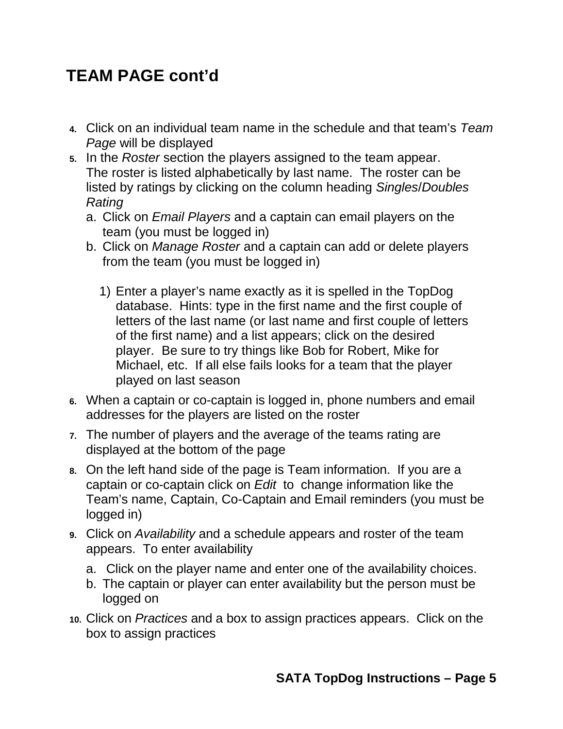# TEAM PAGE cont'd

4. Click on an individual team name in the schedule and that team's *Team Page* will be displayed
5. In the *Roster* section the players assigned to the team appear. The roster is listed alphabetically by last name. The roster can be listed by ratings by clicking on the column heading *Singles*/*Doubles Rating*
   a. Click on *Email Players* and a captain can email players on the team (you must be logged in)
   b. Click on *Manage Roster* and a captain can add or delete players from the team (you must be logged in)

      1) Enter a player's name exactly as it is spelled in the TopDog database. Hints: type in the first name and the first couple of letters of the last name (or last name and first couple of letters of the first name) and a list appears; click on the desired player. Be sure to try things like Bob for Robert, Mike for Michael, etc. If all else fails looks for a team that the player played on last season
6. When a captain or co-captain is logged in, phone numbers and email addresses for the players are listed on the roster
7. The number of players and the average of the teams rating are displayed at the bottom of the page
8. On the left hand side of the page is Team information. If you are a captain or co-captain click on *Edit* to change information like the Team's name, Captain, Co-Captain and Email reminders (you must be logged in)
9. Click on *Availability* and a schedule appears and roster of the team appears. To enter availability
   a. Click on the player name and enter one of the availability choices.
   b. The captain or player can enter availability but the person must be logged on
10. Click on *Practices* and a box to assign practices appears. Click on the box to assign practices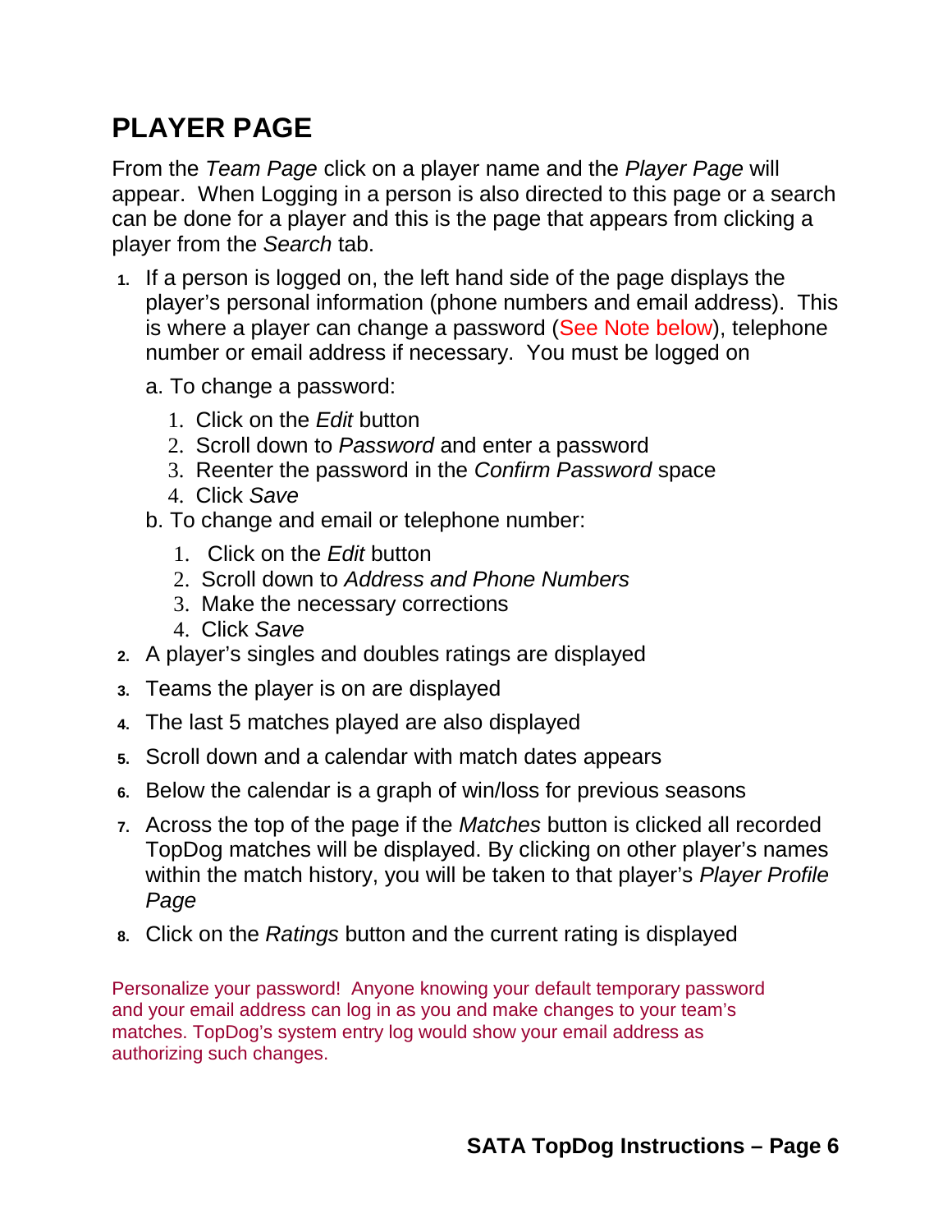# PLAYER PAGE

From the *Team Page* click on a player name and the *Player Page* will appear. When Logging in a person is also directed to this page or a search can be done for a player and this is the page that appears from clicking a player from the *Search* tab.

1. If a person is logged on, the left hand side of the page displays the player's personal information (phone numbers and email address). This is where a player can change a password (See Note below), telephone number or email address if necessary. You must be logged on

   a. To change a password:

      1. Click on the *Edit* button
      2. Scroll down to *Password* and enter a password
      3. Reenter the password in the *Confirm Password* space
      4. Click *Save*

   b. To change and email or telephone number:

      1. Click on the *Edit* button
      2. Scroll down to *Address and Phone Numbers*
      3. Make the necessary corrections
      4. Click *Save*

2. A player's singles and doubles ratings are displayed
3. Teams the player is on are displayed
4. The last 5 matches played are also displayed
5. Scroll down and a calendar with match dates appears
6. Below the calendar is a graph of win/loss for previous seasons
7. Across the top of the page if the *Matches* button is clicked all recorded TopDog matches will be displayed. By clicking on other player's names within the match history, you will be taken to that player's *Player Profile Page*
8. Click on the *Ratings* button and the current rating is displayed

Personalize your password! Anyone knowing your default temporary password and your email address can log in as you and make changes to your team's matches. TopDog's system entry log would show your email address as authorizing such changes.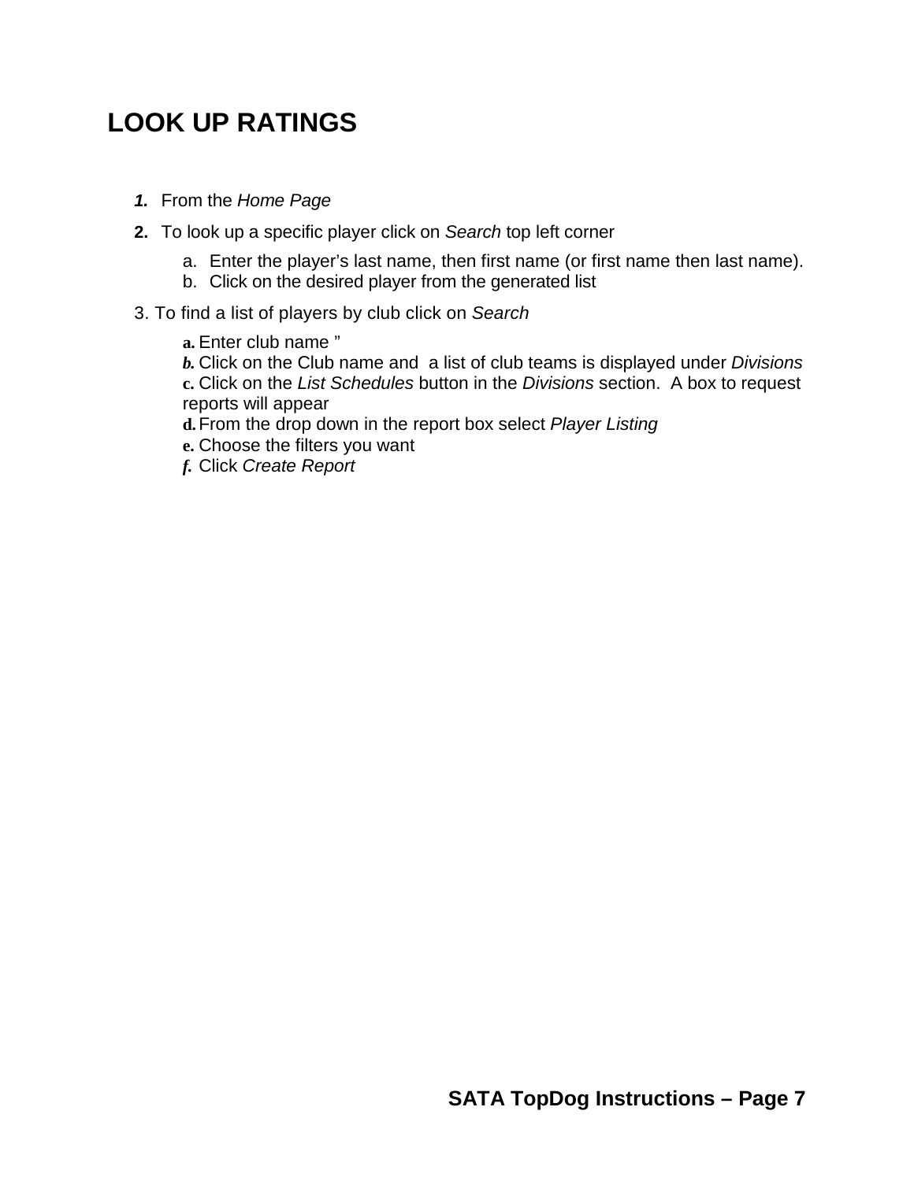# LOOK UP RATINGS

1. From the *Home Page*
2. To look up a specific player click on *Search* top left corner
   a. Enter the player's last name, then first name (or first name then last name).
   b. Click on the desired player from the generated list
3. To find a list of players by club click on *Search*
   a. Enter club name "
   b. Click on the Club name and a list of club teams is displayed under *Divisions*
   c. Click on the *List Schedules* button in the *Divisions* section. A box to request reports will appear
   d. From the drop down in the report box select *Player Listing*
   e. Choose the filters you want
   f. Click *Create Report*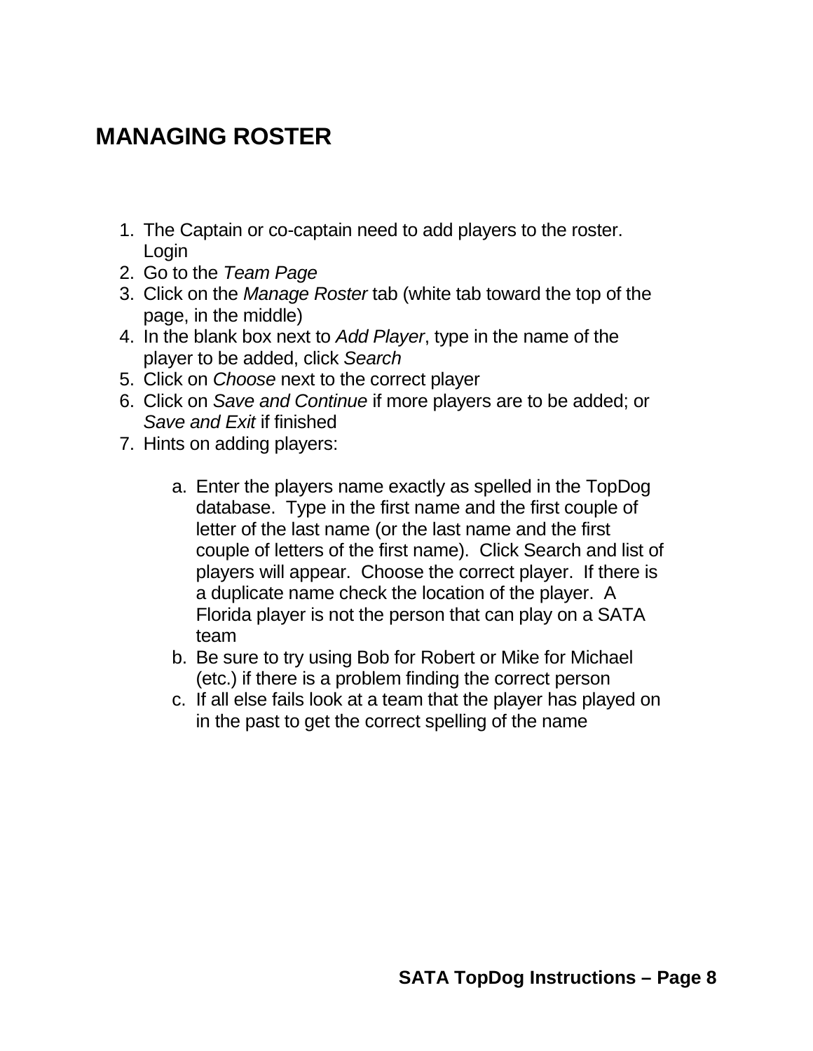# MANAGING ROSTER

1. The Captain or co-captain need to add players to the roster. Login
2. Go to the *Team Page*
3. Click on the *Manage Roster* tab (white tab toward the top of the page, in the middle)
4. In the blank box next to *Add Player*, type in the name of the player to be added, click *Search*
5. Click on *Choose* next to the correct player
6. Click on *Save and Continue* if more players are to be added; or *Save and Exit* if finished
7. Hints on adding players:

   a. Enter the players name exactly as spelled in the TopDog database. Type in the first name and the first couple of letter of the last name (or the last name and the first couple of letters of the first name). Click Search and list of players will appear. Choose the correct player. If there is a duplicate name check the location of the player. A Florida player is not the person that can play on a SATA team
   b. Be sure to try using Bob for Robert or Mike for Michael (etc.) if there is a problem finding the correct person
   c. If all else fails look at a team that the player has played on in the past to get the correct spelling of the name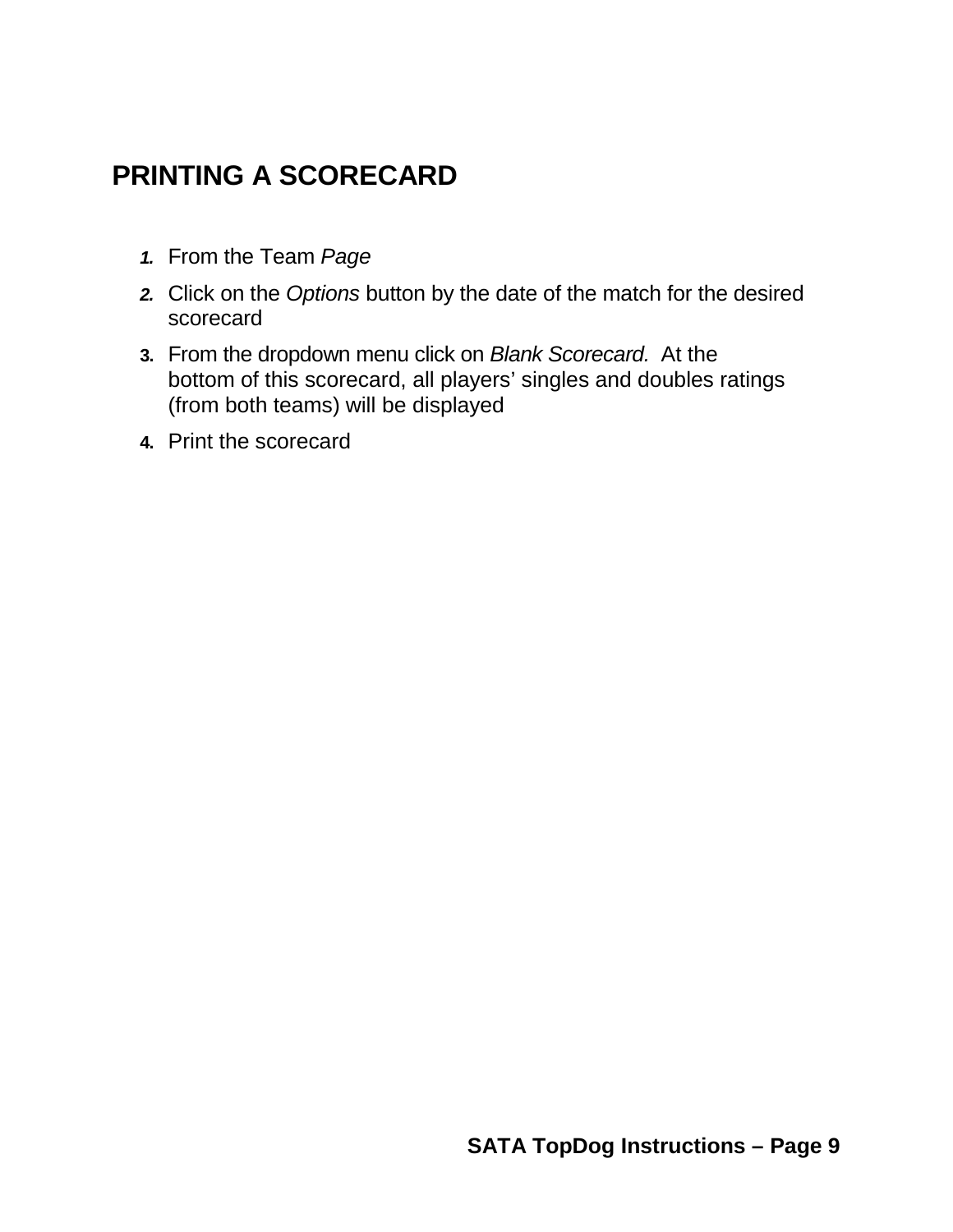# PRINTING A SCORECARD

1. From the Team *Page*
2. Click on the *Options* button by the date of the match for the desired scorecard
3. From the dropdown menu click on *Blank Scorecard.* At the bottom of this scorecard, all players' singles and doubles ratings (from both teams) will be displayed
4. Print the scorecard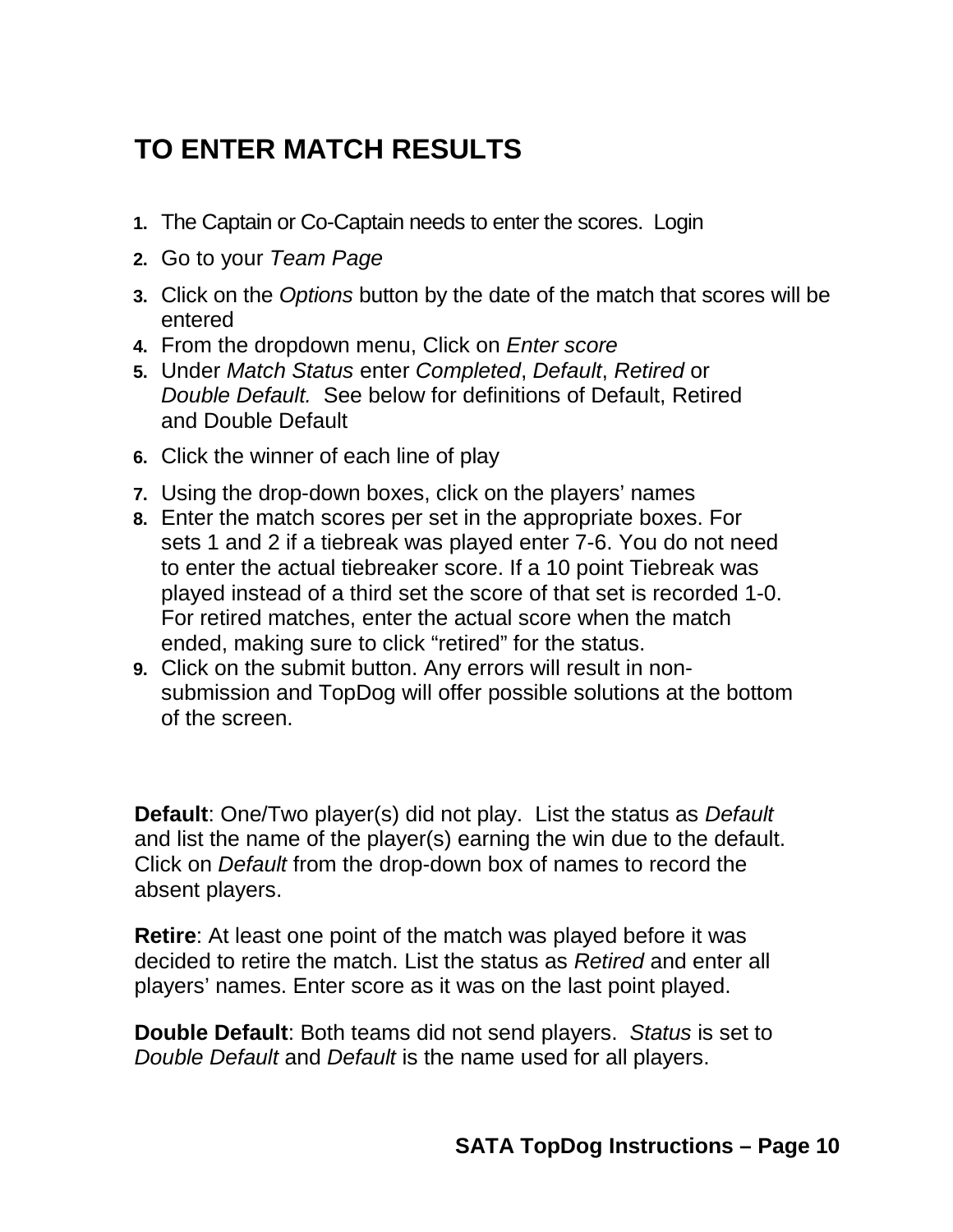# TO ENTER MATCH RESULTS

1. The Captain or Co-Captain needs to enter the scores. Login
2. Go to your *Team Page*
3. Click on the *Options* button by the date of the match that scores will be entered
4. From the dropdown menu, Click on *Enter score*
5. Under *Match Status* enter *Completed*, *Default*, *Retired* or *Double Default.* See below for definitions of Default, Retired and Double Default
6. Click the winner of each line of play
7. Using the drop-down boxes, click on the players' names
8. Enter the match scores per set in the appropriate boxes. For sets 1 and 2 if a tiebreak was played enter 7-6. You do not need to enter the actual tiebreaker score. If a 10 point Tiebreak was played instead of a third set the score of that set is recorded 1-0. For retired matches, enter the actual score when the match ended, making sure to click "retired" for the status.
9. Click on the submit button. Any errors will result in non-submission and TopDog will offer possible solutions at the bottom of the screen.

**Default**: One/Two player(s) did not play. List the status as *Default* and list the name of the player(s) earning the win due to the default. Click on *Default* from the drop-down box of names to record the absent players.

**Retire**: At least one point of the match was played before it was decided to retire the match. List the status as *Retired* and enter all players' names. Enter score as it was on the last point played.

**Double Default**: Both teams did not send players. *Status* is set to *Double Default* and *Default* is the name used for all players.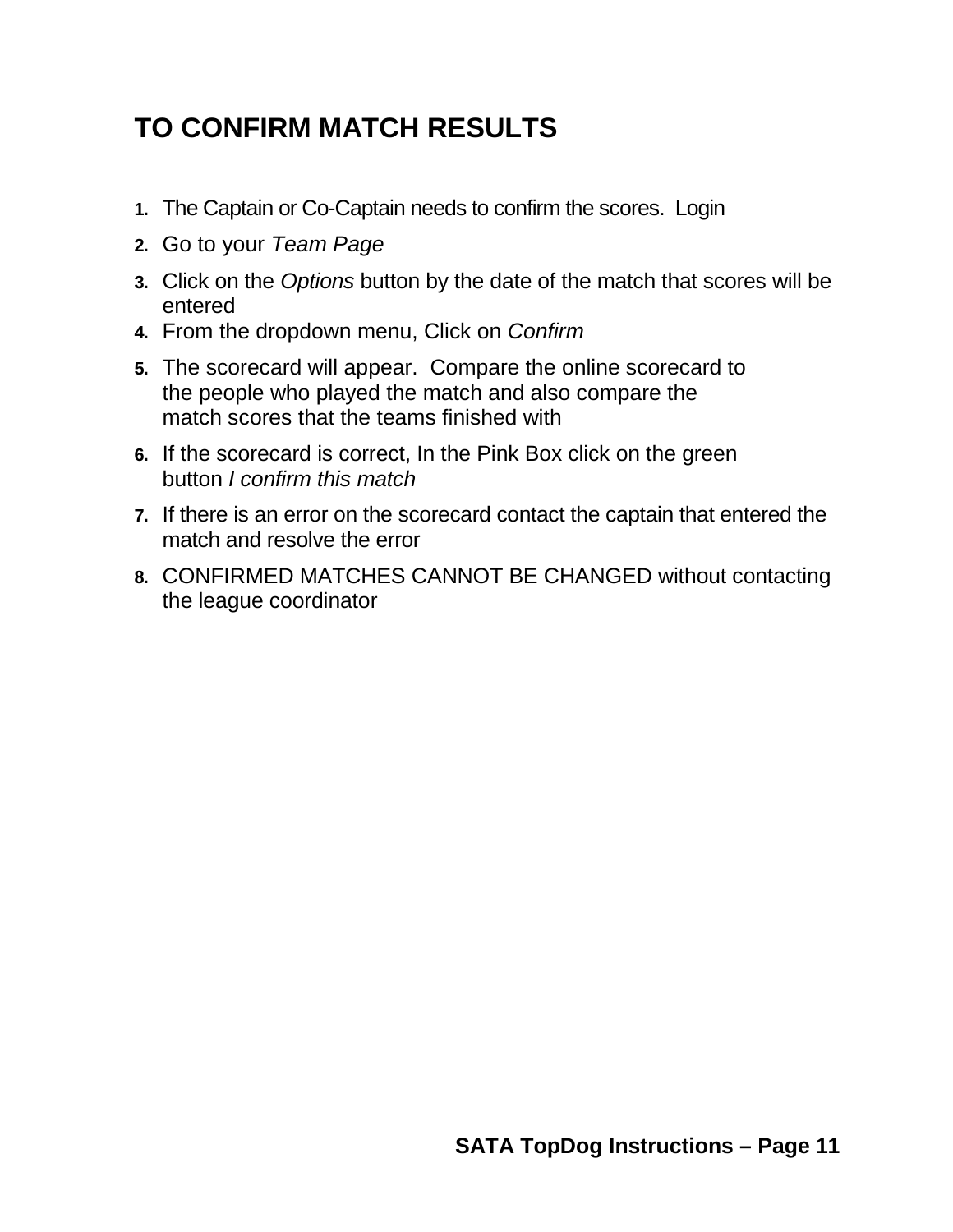# TO CONFIRM MATCH RESULTS

1. The Captain or Co-Captain needs to confirm the scores.  Login
2. Go to your *Team Page*
3. Click on the *Options* button by the date of the match that scores will be entered
4. From the dropdown menu, Click on *Confirm*
5. The scorecard will appear.  Compare the online scorecard to the people who played the match and also compare the match scores that the teams finished with
6. If the scorecard is correct, In the Pink Box click on the green button *I confirm this match*
7. If there is an error on the scorecard contact the captain that entered the match and resolve the error
8. CONFIRMED MATCHES CANNOT BE CHANGED without contacting the league coordinator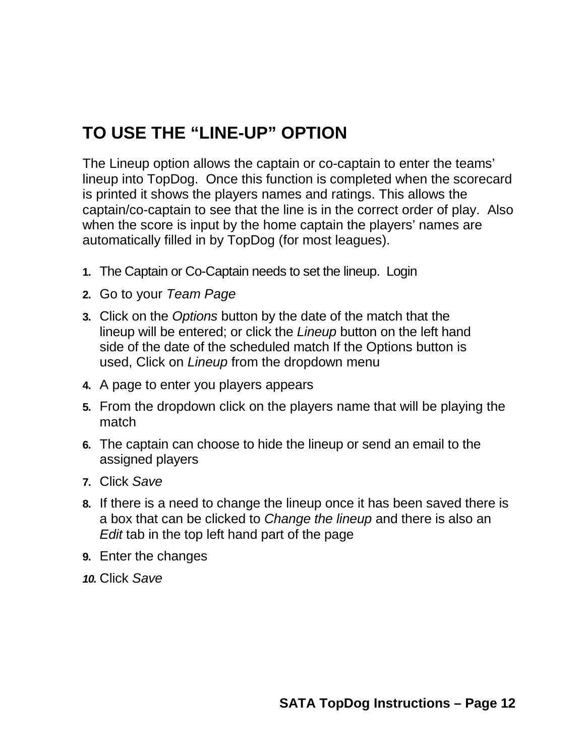## TO USE THE "LINE-UP" OPTION

The Lineup option allows the captain or co-captain to enter the teams' lineup into TopDog. Once this function is completed when the scorecard is printed it shows the players names and ratings. This allows the captain/co-captain to see that the line is in the correct order of play. Also when the score is input by the home captain the players' names are automatically filled in by TopDog (for most leagues).

1. The Captain or Co-Captain needs to set the lineup. Login
2. Go to your *Team Page*
3. Click on the *Options* button by the date of the match that the lineup will be entered; or click the *Lineup* button on the left hand side of the date of the scheduled match If the Options button is used, Click on *Lineup* from the dropdown menu
4. A page to enter you players appears
5. From the dropdown click on the players name that will be playing the match
6. The captain can choose to hide the lineup or send an email to the assigned players
7. Click *Save*
8. If there is a need to change the lineup once it has been saved there is a box that can be clicked to *Change the lineup* and there is also an *Edit* tab in the top left hand part of the page
9. Enter the changes
10. Click *Save*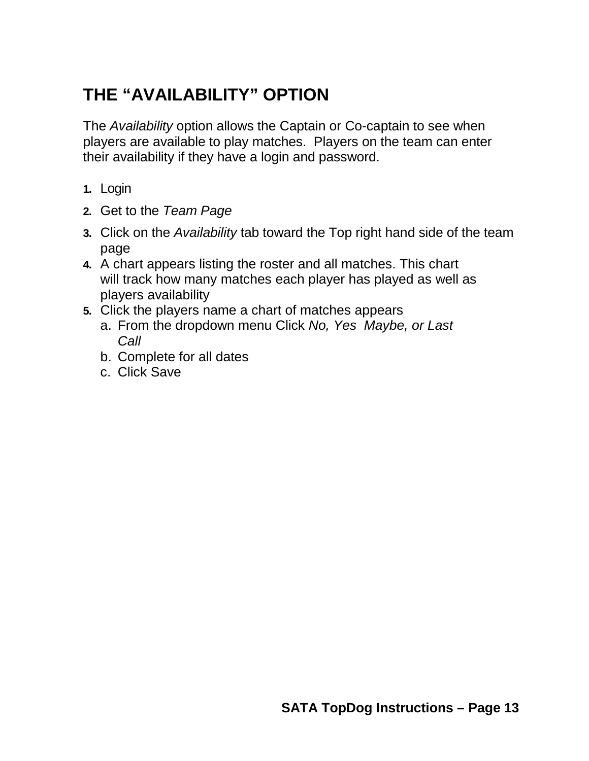# THE "AVAILABILITY" OPTION

The *Availability* option allows the Captain or Co-captain to see when players are available to play matches. Players on the team can enter their availability if they have a login and password.

1. Login
2. Get to the *Team Page*
3. Click on the *Availability* tab toward the Top right hand side of the team page
4. A chart appears listing the roster and all matches. This chart will track how many matches each player has played as well as players availability
5. Click the players name a chart of matches appears
   a. From the dropdown menu Click *No, Yes Maybe, or Last Call*
   b. Complete for all dates
   c. Click Save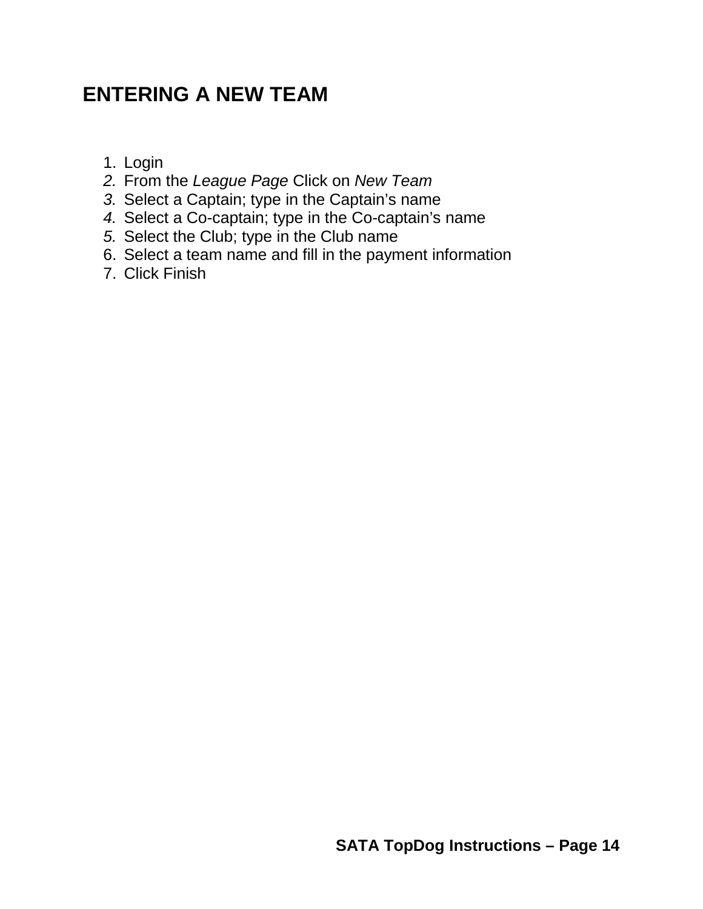# ENTERING A NEW TEAM

1. Login
2. From the *League Page* Click on *New Team*
3. Select a Captain; type in the Captain's name
4. Select a Co-captain; type in the Co-captain's name
5. Select the Club; type in the Club name
6. Select a team name and fill in the payment information
7. Click Finish